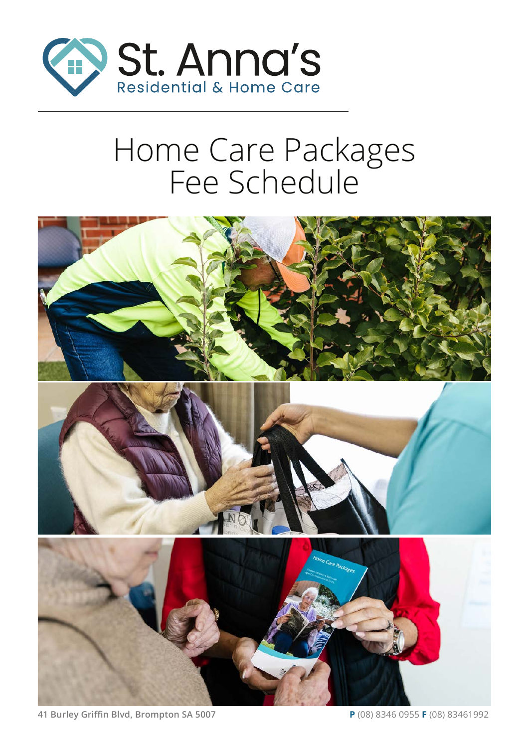St. Anna's
Residential & Home Care

# Home Care Packages Fee Schedule

41 Burley Griffin Blvd, Brompton SA 5007

**P** (08) 8346 0955 **F** (08) 83461992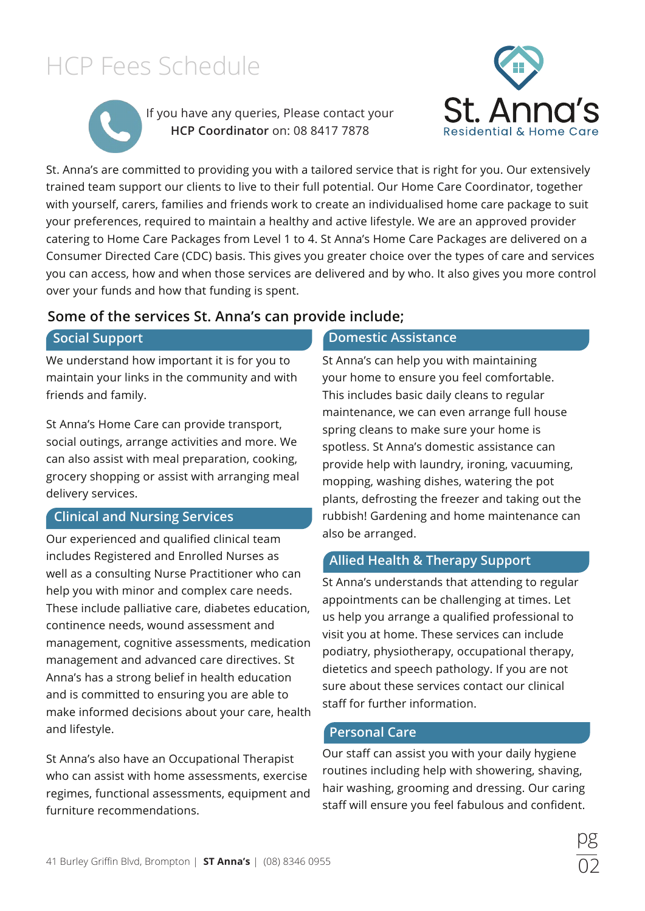# HCP Fees Schedule

If you have any queries, Please contact your **HCP Coordinator** on: 08 8417 7878

St. Anna's
Residential & Home Care

St. Anna's are committed to providing you with a tailored service that is right for you. Our extensively trained team support our clients to live to their full potential. Our Home Care Coordinator, together with yourself, carers, families and friends work to create an individualised home care package to suit your preferences, required to maintain a healthy and active lifestyle. We are an approved provider catering to Home Care Packages from Level 1 to 4. St Anna's Home Care Packages are delivered on a Consumer Directed Care (CDC) basis. This gives you greater choice over the types of care and services you can access, how and when those services are delivered and by who. It also gives you more control over your funds and how that funding is spent.

## Some of the services St. Anna's can provide include;

### Social Support

We understand how important it is for you to maintain your links in the community and with friends and family.

St Anna's Home Care can provide transport, social outings, arrange activities and more. We can also assist with meal preparation, cooking, grocery shopping or assist with arranging meal delivery services.

### Clinical and Nursing Services

Our experienced and qualified clinical team includes Registered and Enrolled Nurses as well as a consulting Nurse Practitioner who can help you with minor and complex care needs. These include palliative care, diabetes education, continence needs, wound assessment and management, cognitive assessments, medication management and advanced care directives. St Anna's has a strong belief in health education and is committed to ensuring you are able to make informed decisions about your care, health and lifestyle.

St Anna's also have an Occupational Therapist who can assist with home assessments, exercise regimes, functional assessments, equipment and furniture recommendations.

### Domestic Assistance

St Anna's can help you with maintaining your home to ensure you feel comfortable. This includes basic daily cleans to regular maintenance, we can even arrange full house spring cleans to make sure your home is spotless. St Anna's domestic assistance can provide help with laundry, ironing, vacuuming, mopping, washing dishes, watering the pot plants, defrosting the freezer and taking out the rubbish! Gardening and home maintenance can also be arranged.

### Allied Health & Therapy Support

St Anna's understands that attending to regular appointments can be challenging at times. Let us help you arrange a qualified professional to visit you at home. These services can include podiatry, physiotherapy, occupational therapy, dietetics and speech pathology. If you are not sure about these services contact our clinical staff for further information.

### Personal Care

Our staff can assist you with your daily hygiene routines including help with showering, shaving, hair washing, grooming and dressing. Our caring staff will ensure you feel fabulous and confident.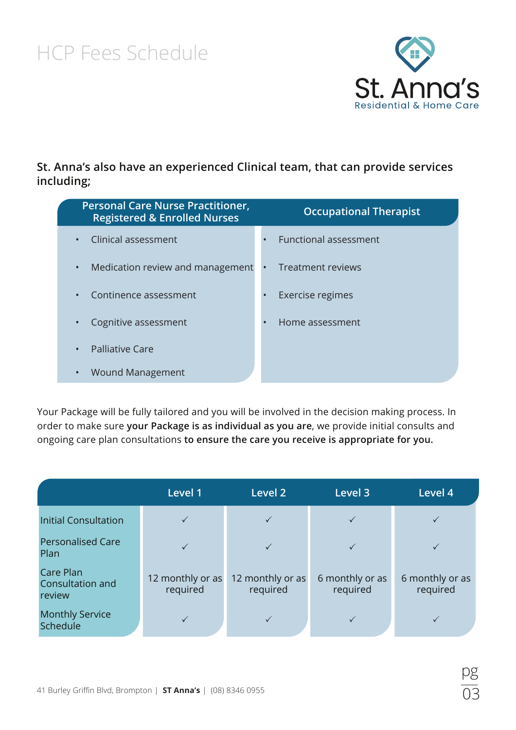# HCP Fees Schedule

St. Anna's
Residential & Home Care

**St. Anna's also have an experienced Clinical team, that can provide services including;**

| Personal Care Nurse Practitioner, Registered & Enrolled Nurses | Occupational Therapist |
|---|---|
| • Clinical assessment | • Functional assessment |
| • Medication review and management | • Treatment reviews |
| • Continence assessment | • Exercise regimes |
| • Cognitive assessment | • Home assessment |
| • Palliative Care | |
| • Wound Management | |

Your Package will be fully tailored and you will be involved in the decision making process. In order to make sure **your Package is as individual as you are**, we provide initial consults and ongoing care plan consultations **to ensure the care you receive is appropriate for you.**

| | Level 1 | Level 2 | Level 3 | Level 4 |
|---|---|---|---|---|
| Initial Consultation | ✓ | ✓ | ✓ | ✓ |
| Personalised Care Plan | ✓ | ✓ | ✓ | ✓ |
| Care Plan Consultation and review | 12 monthly or as required | 12 monthly or as required | 6 monthly or as required | 6 monthly or as required |
| Monthly Service Schedule | ✓ | ✓ | ✓ | ✓ |

41 Burley Griffin Blvd, Brompton | **ST Anna's** | (08) 8346 0955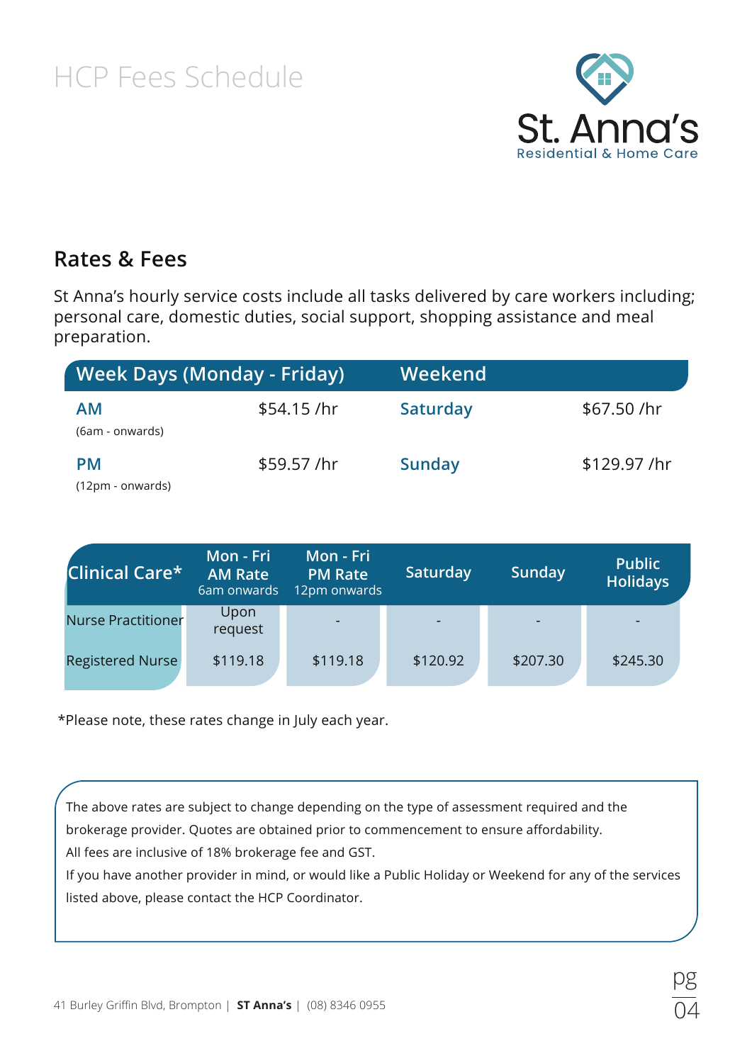# HCP Fees Schedule

St. Anna's
Residential & Home Care

## Rates & Fees

St Anna's hourly service costs include all tasks delivered by care workers including; personal care, domestic duties, social support, shopping assistance and meal preparation.

| Week Days (Monday - Friday) | | Weekend | |
|---|---|---|---|
| **AM** (6am - onwards) | $54.15 /hr | **Saturday** | $67.50 /hr |
| **PM** (12pm - onwards) | $59.57 /hr | **Sunday** | $129.97 /hr |

| Clinical Care* | Mon - Fri AM Rate 6am onwards | Mon - Fri PM Rate 12pm onwards | Saturday | Sunday | Public Holidays |
|---|---|---|---|---|---|
| Nurse Practitioner | Upon request | - | - | - | - |
| Registered Nurse | $119.18 | $119.18 | $120.92 | $207.30 | $245.30 |

*Please note, these rates change in July each year.

The above rates are subject to change depending on the type of assessment required and the brokerage provider. Quotes are obtained prior to commencement to ensure affordability.
All fees are inclusive of 18% brokerage fee and GST.
If you have another provider in mind, or would like a Public Holiday or Weekend for any of the services listed above, please contact the HCP Coordinator.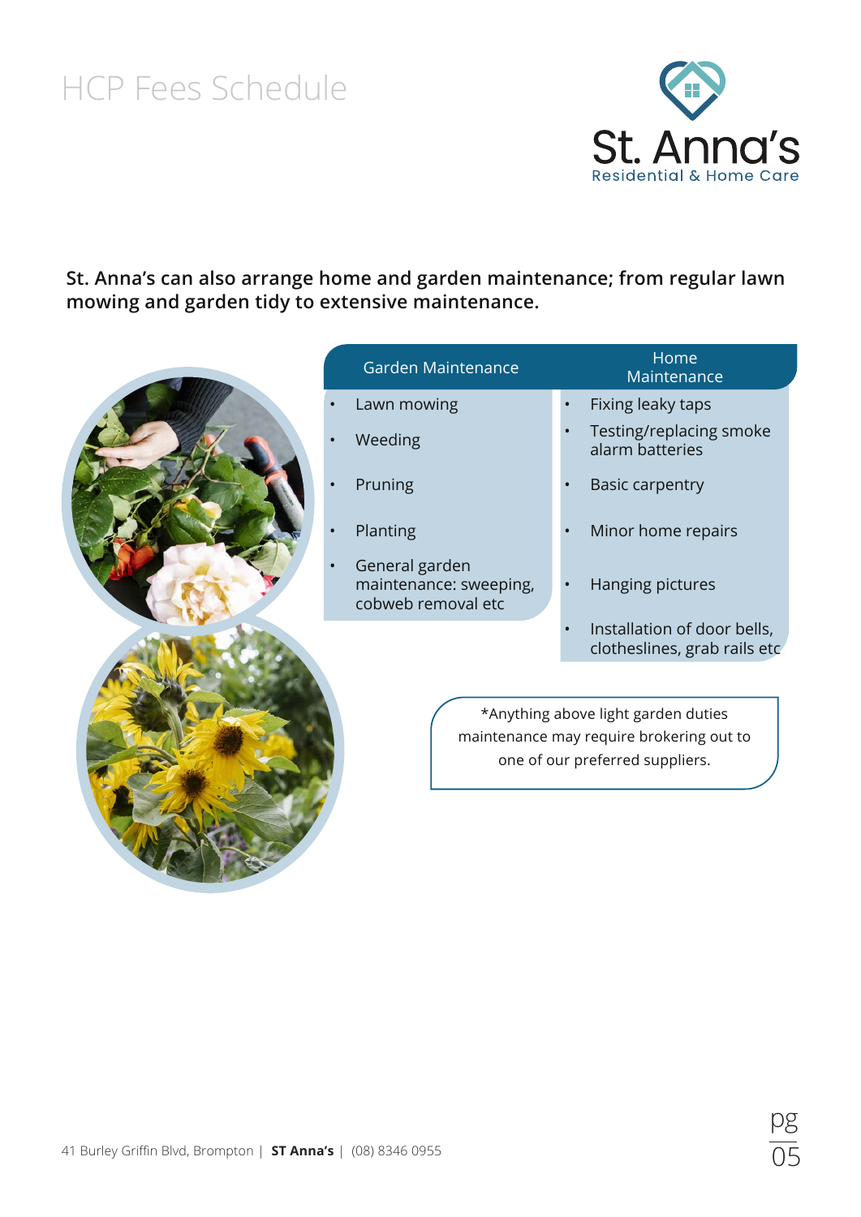# HCP Fees Schedule

**St. Anna's can also arrange home and garden maintenance; from regular lawn mowing and garden tidy to extensive maintenance.**

| Garden Maintenance | Home Maintenance |
|---|---|
| Lawn mowing | Fixing leaky taps |
| Weeding | Testing/replacing smoke alarm batteries |
| Pruning | Basic carpentry |
| Planting | Minor home repairs |
| General garden maintenance: sweeping, cobweb removal etc | Hanging pictures |
| | Installation of door bells, clotheslines, grab rails etc |

*Anything above light garden duties maintenance may require brokering out to one of our preferred suppliers.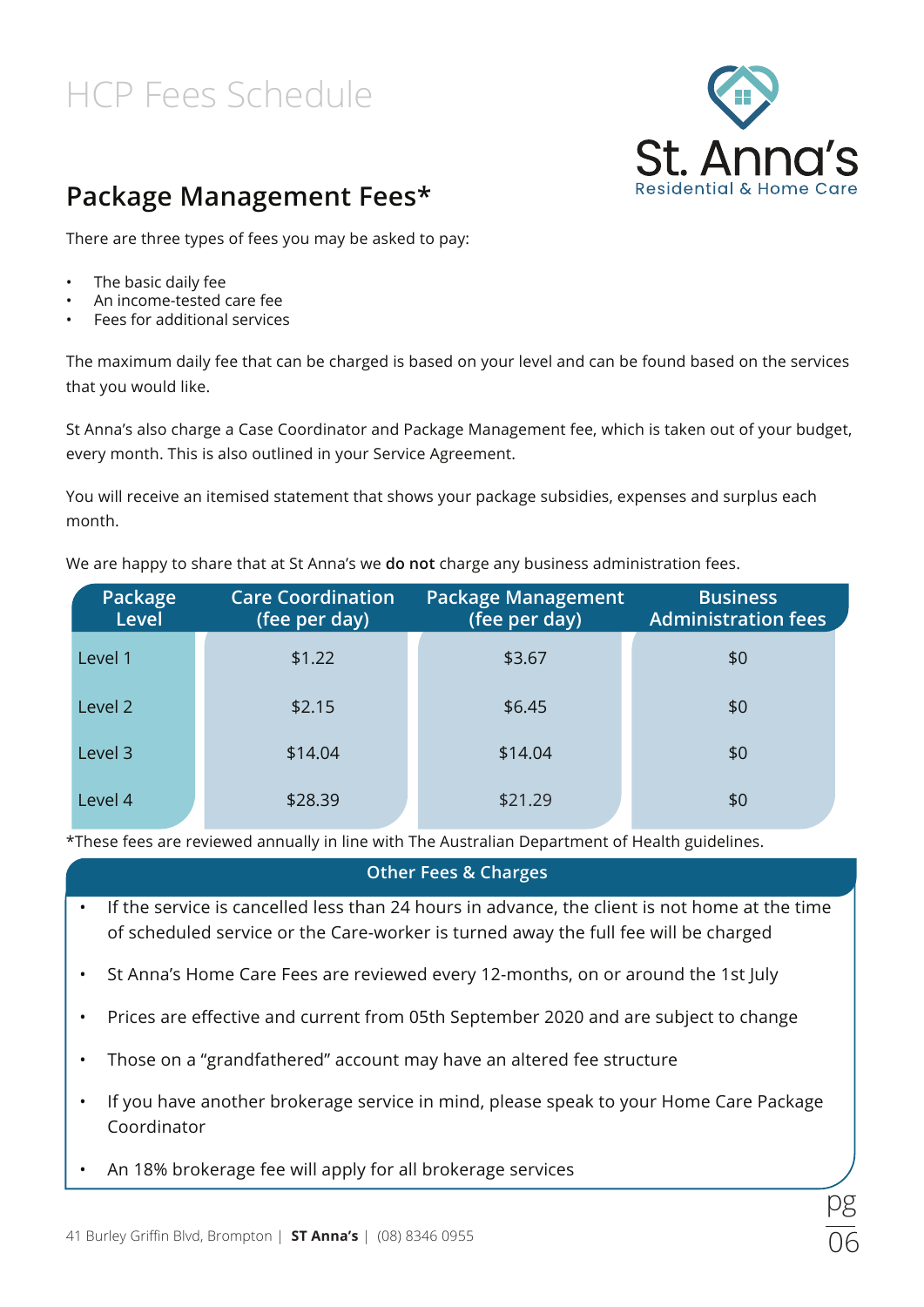# HCP Fees Schedule

St. Anna's
Residential & Home Care

## Package Management Fees*

There are three types of fees you may be asked to pay:

- The basic daily fee
- An income-tested care fee
- Fees for additional services

The maximum daily fee that can be charged is based on your level and can be found based on the services that you would like.

St Anna's also charge a Case Coordinator and Package Management fee, which is taken out of your budget, every month. This is also outlined in your Service Agreement.

You will receive an itemised statement that shows your package subsidies, expenses and surplus each month.

We are happy to share that at St Anna's we **do not** charge any business administration fees.

| Package Level | Care Coordination (fee per day) | Package Management (fee per day) | Business Administration fees |
|---|---|---|---|
| Level 1 | $1.22 | $3.67 | $0 |
| Level 2 | $2.15 | $6.45 | $0 |
| Level 3 | $14.04 | $14.04 | $0 |
| Level 4 | $28.39 | $21.29 | $0 |

*These fees are reviewed annually in line with The Australian Department of Health guidelines.

### Other Fees & Charges

- If the service is cancelled less than 24 hours in advance, the client is not home at the time of scheduled service or the Care-worker is turned away the full fee will be charged
- St Anna's Home Care Fees are reviewed every 12-months, on or around the 1st July
- Prices are effective and current from 05th September 2020 and are subject to change
- Those on a "grandfathered" account may have an altered fee structure
- If you have another brokerage service in mind, please speak to your Home Care Package Coordinator
- An 18% brokerage fee will apply for all brokerage services

41 Burley Griffin Blvd, Brompton | **ST Anna's** | (08) 8346 0955